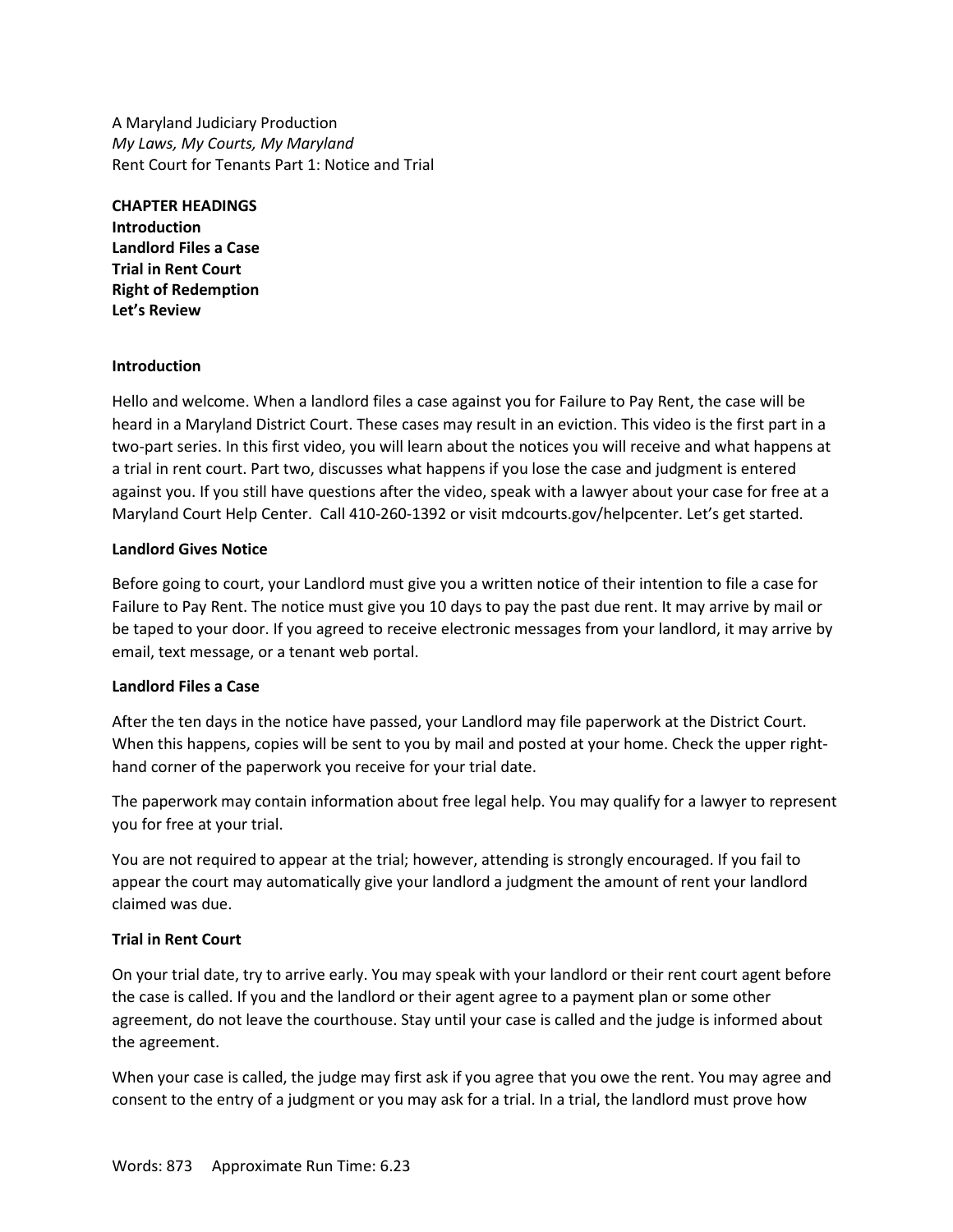A Maryland Judiciary Production
*My Laws, My Courts, My Maryland*
Rent Court for Tenants Part 1: Notice and Trial

**CHAPTER HEADINGS**
**Introduction**
**Landlord Files a Case**
**Trial in Rent Court**
**Right of Redemption**
**Let's Review**

**Introduction**

Hello and welcome. When a landlord files a case against you for Failure to Pay Rent, the case will be heard in a Maryland District Court. These cases may result in an eviction. This video is the first part in a two-part series. In this first video, you will learn about the notices you will receive and what happens at a trial in rent court. Part two, discusses what happens if you lose the case and judgment is entered against you. If you still have questions after the video, speak with a lawyer about your case for free at a Maryland Court Help Center. Call 410-260-1392 or visit mdcourts.gov/helpcenter. Let's get started.

**Landlord Gives Notice**

Before going to court, your Landlord must give you a written notice of their intention to file a case for Failure to Pay Rent. The notice must give you 10 days to pay the past due rent. It may arrive by mail or be taped to your door. If you agreed to receive electronic messages from your landlord, it may arrive by email, text message, or a tenant web portal.

**Landlord Files a Case**

After the ten days in the notice have passed, your Landlord may file paperwork at the District Court. When this happens, copies will be sent to you by mail and posted at your home. Check the upper right-hand corner of the paperwork you receive for your trial date.

The paperwork may contain information about free legal help. You may qualify for a lawyer to represent you for free at your trial.

You are not required to appear at the trial; however, attending is strongly encouraged. If you fail to appear the court may automatically give your landlord a judgment the amount of rent your landlord claimed was due.

**Trial in Rent Court**

On your trial date, try to arrive early. You may speak with your landlord or their rent court agent before the case is called. If you and the landlord or their agent agree to a payment plan or some other agreement, do not leave the courthouse. Stay until your case is called and the judge is informed about the agreement.

When your case is called, the judge may first ask if you agree that you owe the rent. You may agree and consent to the entry of a judgment or you may ask for a trial. In a trial, the landlord must prove how

Words: 873 Approximate Run Time: 6.23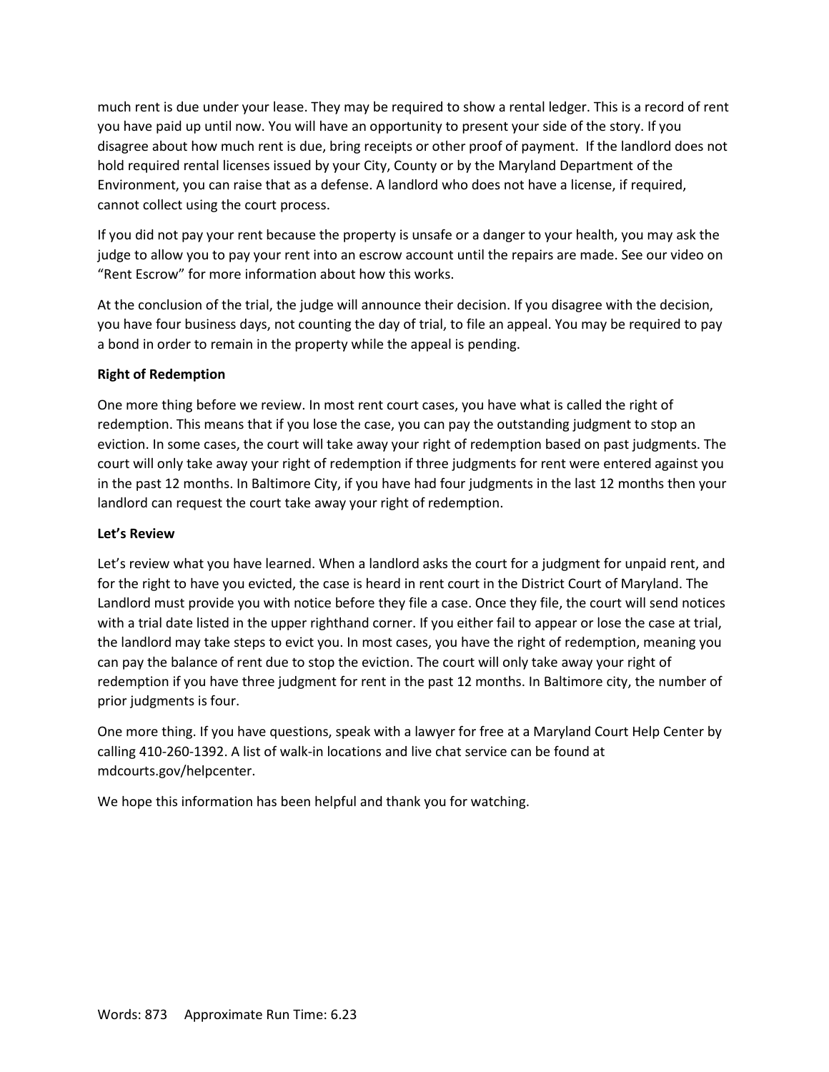much rent is due under your lease. They may be required to show a rental ledger. This is a record of rent you have paid up until now. You will have an opportunity to present your side of the story. If you disagree about how much rent is due, bring receipts or other proof of payment. If the landlord does not hold required rental licenses issued by your City, County or by the Maryland Department of the Environment, you can raise that as a defense. A landlord who does not have a license, if required, cannot collect using the court process.

If you did not pay your rent because the property is unsafe or a danger to your health, you may ask the judge to allow you to pay your rent into an escrow account until the repairs are made. See our video on "Rent Escrow" for more information about how this works.

At the conclusion of the trial, the judge will announce their decision. If you disagree with the decision, you have four business days, not counting the day of trial, to file an appeal. You may be required to pay a bond in order to remain in the property while the appeal is pending.

**Right of Redemption**

One more thing before we review. In most rent court cases, you have what is called the right of redemption. This means that if you lose the case, you can pay the outstanding judgment to stop an eviction. In some cases, the court will take away your right of redemption based on past judgments. The court will only take away your right of redemption if three judgments for rent were entered against you in the past 12 months. In Baltimore City, if you have had four judgments in the last 12 months then your landlord can request the court take away your right of redemption.

**Let's Review**

Let's review what you have learned. When a landlord asks the court for a judgment for unpaid rent, and for the right to have you evicted, the case is heard in rent court in the District Court of Maryland. The Landlord must provide you with notice before they file a case. Once they file, the court will send notices with a trial date listed in the upper righthand corner. If you either fail to appear or lose the case at trial, the landlord may take steps to evict you. In most cases, you have the right of redemption, meaning you can pay the balance of rent due to stop the eviction. The court will only take away your right of redemption if you have three judgment for rent in the past 12 months. In Baltimore city, the number of prior judgments is four.

One more thing. If you have questions, speak with a lawyer for free at a Maryland Court Help Center by calling 410-260-1392. A list of walk-in locations and live chat service can be found at mdcourts.gov/helpcenter.

We hope this information has been helpful and thank you for watching.

Words: 873 Approximate Run Time: 6.23